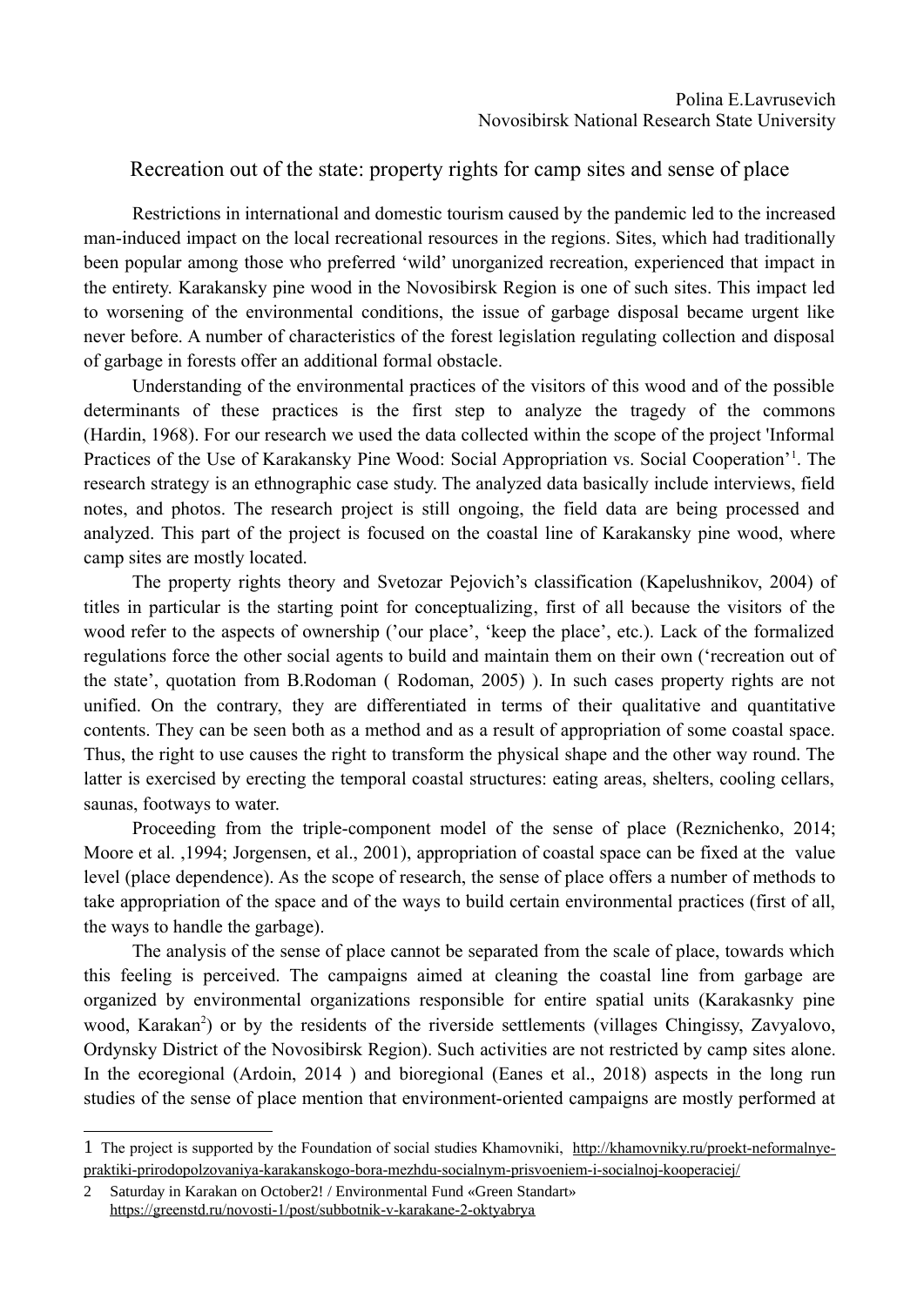Polina E.Lavrusevich
Novosibirsk National Research State University

# Recreation out of the state: property rights for camp sites and sense of place

Restrictions in international and domestic tourism caused by the pandemic led to the increased man-induced impact on the local recreational resources in the regions. Sites, which had traditionally been popular among those who preferred 'wild' unorganized recreation, experienced that impact in the entirety. Karakansky pine wood in the Novosibirsk Region is one of such sites. This impact led to worsening of the environmental conditions, the issue of garbage disposal became urgent like never before. A number of characteristics of the forest legislation regulating collection and disposal of garbage in forests offer an additional formal obstacle.

Understanding of the environmental practices of the visitors of this wood and of the possible determinants of these practices is the first step to analyze the tragedy of the commons (Hardin, 1968). For our research we used the data collected within the scope of the project 'Informal Practices of the Use of Karakansky Pine Wood: Social Appropriation vs. Social Cooperation'[1]. The research strategy is an ethnographic case study. The analyzed data basically include interviews, field notes, and photos. The research project is still ongoing, the field data are being processed and analyzed. This part of the project is focused on the coastal line of Karakansky pine wood, where camp sites are mostly located.

The property rights theory and Svetozar Pejovich's classification (Kapelushnikov, 2004) of titles in particular is the starting point for conceptualizing, first of all because the visitors of the wood refer to the aspects of ownership ('our place', 'keep the place', etc.). Lack of the formalized regulations force the other social agents to build and maintain them on their own ('recreation out of the state', quotation from B.Rodoman ( Rodoman, 2005) ). In such cases property rights are not unified. On the contrary, they are differentiated in terms of their qualitative and quantitative contents. They can be seen both as a method and as a result of appropriation of some coastal space. Thus, the right to use causes the right to transform the physical shape and the other way round. The latter is exercised by erecting the temporal coastal structures: eating areas, shelters, cooling cellars, saunas, footways to water.

Proceeding from the triple-component model of the sense of place (Reznichenko, 2014; Moore et al. ,1994; Jorgensen, et al., 2001), appropriation of coastal space can be fixed at the value level (place dependence). As the scope of research, the sense of place offers a number of methods to take appropriation of the space and of the ways to build certain environmental practices (first of all, the ways to handle the garbage).

The analysis of the sense of place cannot be separated from the scale of place, towards which this feeling is perceived. The campaigns aimed at cleaning the coastal line from garbage are organized by environmental organizations responsible for entire spatial units (Karakasnky pine wood, Karakan[2]) or by the residents of the riverside settlements (villages Chingissy, Zavyalovo, Ordynsky District of the Novosibirsk Region). Such activities are not restricted by camp sites alone. In the ecoregional (Ardoin, 2014 ) and bioregional (Eanes et al., 2018) aspects in the long run studies of the sense of place mention that environment-oriented campaigns are mostly performed at

---

1 The project is supported by the Foundation of social studies Khamovniki, http://khamovniky.ru/proekt-neformalnye-praktiki-prirodopolzovaniya-karakanskogo-bora-mezhdu-socialnym-prisvoeniem-i-socialnoj-kooperaciej/

2 Saturday in Karakan on October2! / Environmental Fund «Green Standart» https://greenstd.ru/novosti-1/post/subbotnik-v-karakane-2-oktyabrya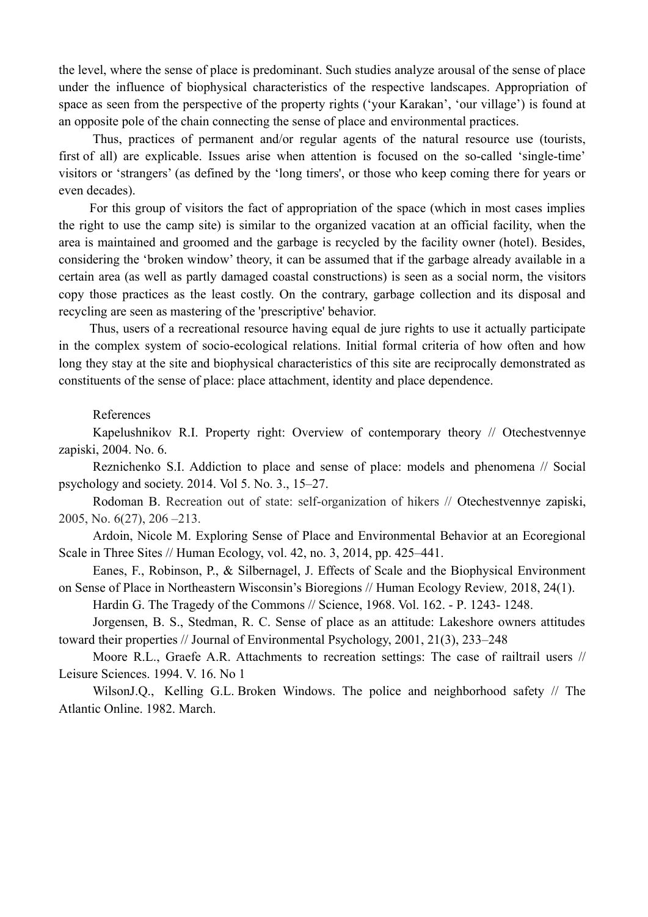the level, where the sense of place is predominant. Such studies analyze arousal of the sense of place under the influence of biophysical characteristics of the respective landscapes. Appropriation of space as seen from the perspective of the property rights ('your Karakan', 'our village') is found at an opposite pole of the chain connecting the sense of place and environmental practices.

Thus, practices of permanent and/or regular agents of the natural resource use (tourists, first of all) are explicable. Issues arise when attention is focused on the so-called 'single-time' visitors or 'strangers' (as defined by the 'long timers', or those who keep coming there for years or even decades).

For this group of visitors the fact of appropriation of the space (which in most cases implies the right to use the camp site) is similar to the organized vacation at an official facility, when the area is maintained and groomed and the garbage is recycled by the facility owner (hotel). Besides, considering the 'broken window' theory, it can be assumed that if the garbage already available in a certain area (as well as partly damaged coastal constructions) is seen as a social norm, the visitors copy those practices as the least costly. On the contrary, garbage collection and its disposal and recycling are seen as mastering of the 'prescriptive' behavior.

Thus, users of a recreational resource having equal de jure rights to use it actually participate in the complex system of socio-ecological relations. Initial formal criteria of how often and how long they stay at the site and biophysical characteristics of this site are reciprocally demonstrated as constituents of the sense of place: place attachment, identity and place dependence.

References

Kapelushnikov R.I. Property right: Overview of contemporary theory // Otechestvennye zapiski, 2004. No. 6.

Reznichenko S.I. Addiction to place and sense of place: models and phenomena // Social psychology and society. 2014. Vol 5. No. 3., 15–27.

Rodoman B. Recreation out of state: self-organization of hikers // Otechestvennye zapiski, 2005, No. 6(27), 206 –213.

Ardoin, Nicole M. Exploring Sense of Place and Environmental Behavior at an Ecoregional Scale in Three Sites // Human Ecology, vol. 42, no. 3, 2014, pp. 425–441.

Eanes, F., Robinson, P., & Silbernagel, J. Effects of Scale and the Biophysical Environment on Sense of Place in Northeastern Wisconsin's Bioregions // Human Ecology Review*,* 2018, 24(1).

Hardin G. The Tragedy of the Commons // Science, 1968. Vol. 162. - P. 1243- 1248.

Jorgensen, B. S., Stedman, R. C. Sense of place as an attitude: Lakeshore owners attitudes toward their properties // Journal of Environmental Psychology, 2001, 21(3), 233–248

Moore R.L., Graefe A.R. Attachments to recreation settings: The case of railtrail users // Leisure Sciences. 1994. V. 16. No 1

WilsonJ.Q., Kelling G.L. Broken Windows. The police and neighborhood safety // The Atlantic Online. 1982. March.